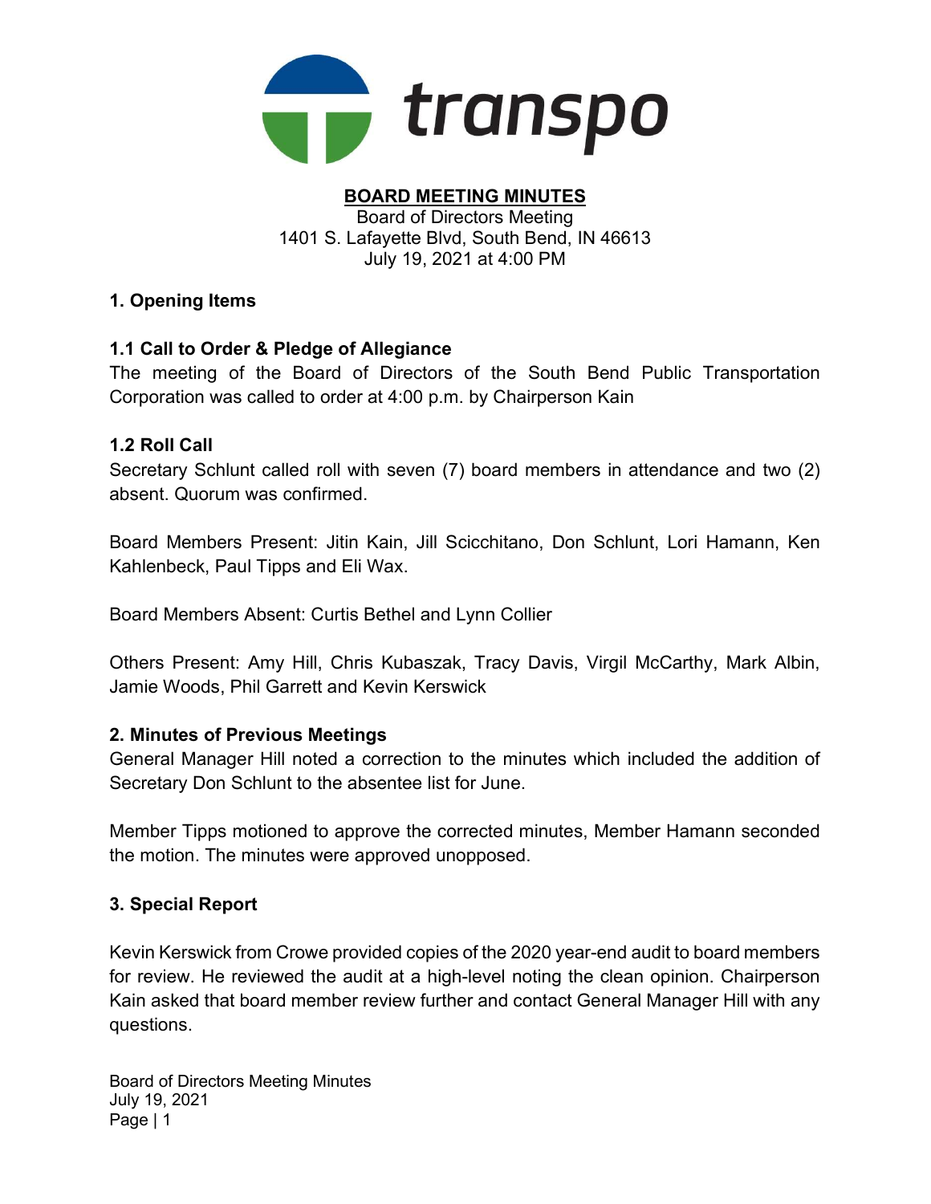transpo

# BOARD MEETING MINUTES

Board of Directors Meeting
1401 S. Lafayette Blvd, South Bend, IN 46613
July 19, 2021 at 4:00 PM

## 1. Opening Items

### 1.1 Call to Order & Pledge of Allegiance

The meeting of the Board of Directors of the South Bend Public Transportation Corporation was called to order at 4:00 p.m. by Chairperson Kain

### 1.2 Roll Call

Secretary Schlunt called roll with seven (7) board members in attendance and two (2) absent. Quorum was confirmed.

Board Members Present: Jitin Kain, Jill Scicchitano, Don Schlunt, Lori Hamann, Ken Kahlenbeck, Paul Tipps and Eli Wax.

Board Members Absent: Curtis Bethel and Lynn Collier

Others Present: Amy Hill, Chris Kubaszak, Tracy Davis, Virgil McCarthy, Mark Albin, Jamie Woods, Phil Garrett and Kevin Kerswick

## 2. Minutes of Previous Meetings

General Manager Hill noted a correction to the minutes which included the addition of Secretary Don Schlunt to the absentee list for June.

Member Tipps motioned to approve the corrected minutes, Member Hamann seconded the motion. The minutes were approved unopposed.

## 3. Special Report

Kevin Kerswick from Crowe provided copies of the 2020 year-end audit to board members for review. He reviewed the audit at a high-level noting the clean opinion. Chairperson Kain asked that board member review further and contact General Manager Hill with any questions.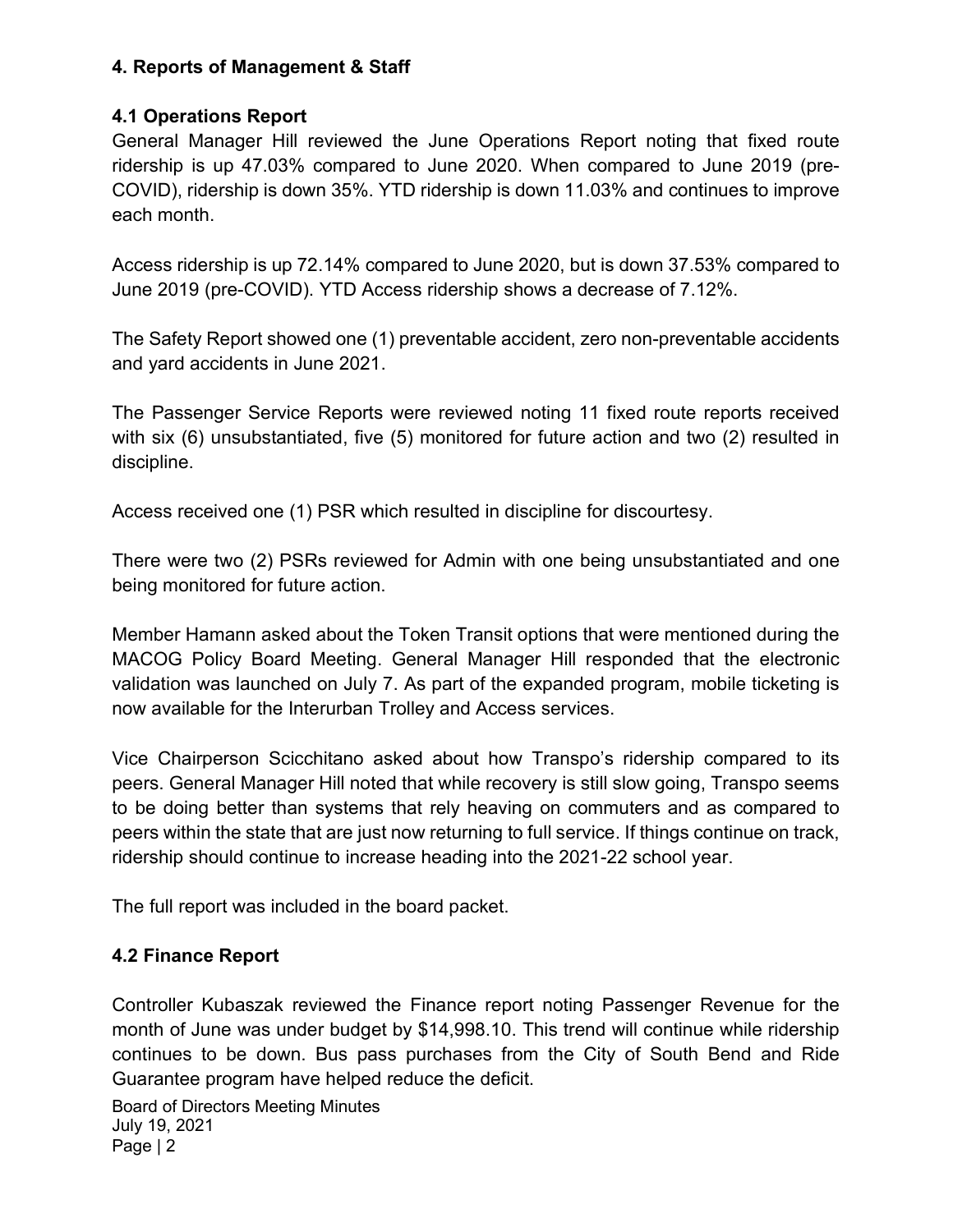## 4. Reports of Management & Staff

### 4.1 Operations Report

General Manager Hill reviewed the June Operations Report noting that fixed route ridership is up 47.03% compared to June 2020. When compared to June 2019 (pre-COVID), ridership is down 35%. YTD ridership is down 11.03% and continues to improve each month.

Access ridership is up 72.14% compared to June 2020, but is down 37.53% compared to June 2019 (pre-COVID). YTD Access ridership shows a decrease of 7.12%.

The Safety Report showed one (1) preventable accident, zero non-preventable accidents and yard accidents in June 2021.

The Passenger Service Reports were reviewed noting 11 fixed route reports received with six (6) unsubstantiated, five (5) monitored for future action and two (2) resulted in discipline.

Access received one (1) PSR which resulted in discipline for discourtesy.

There were two (2) PSRs reviewed for Admin with one being unsubstantiated and one being monitored for future action.

Member Hamann asked about the Token Transit options that were mentioned during the MACOG Policy Board Meeting. General Manager Hill responded that the electronic validation was launched on July 7. As part of the expanded program, mobile ticketing is now available for the Interurban Trolley and Access services.

Vice Chairperson Scicchitano asked about how Transpo's ridership compared to its peers. General Manager Hill noted that while recovery is still slow going, Transpo seems to be doing better than systems that rely heaving on commuters and as compared to peers within the state that are just now returning to full service. If things continue on track, ridership should continue to increase heading into the 2021-22 school year.

The full report was included in the board packet.

### 4.2 Finance Report

Controller Kubaszak reviewed the Finance report noting Passenger Revenue for the month of June was under budget by $14,998.10. This trend will continue while ridership continues to be down. Bus pass purchases from the City of South Bend and Ride Guarantee program have helped reduce the deficit.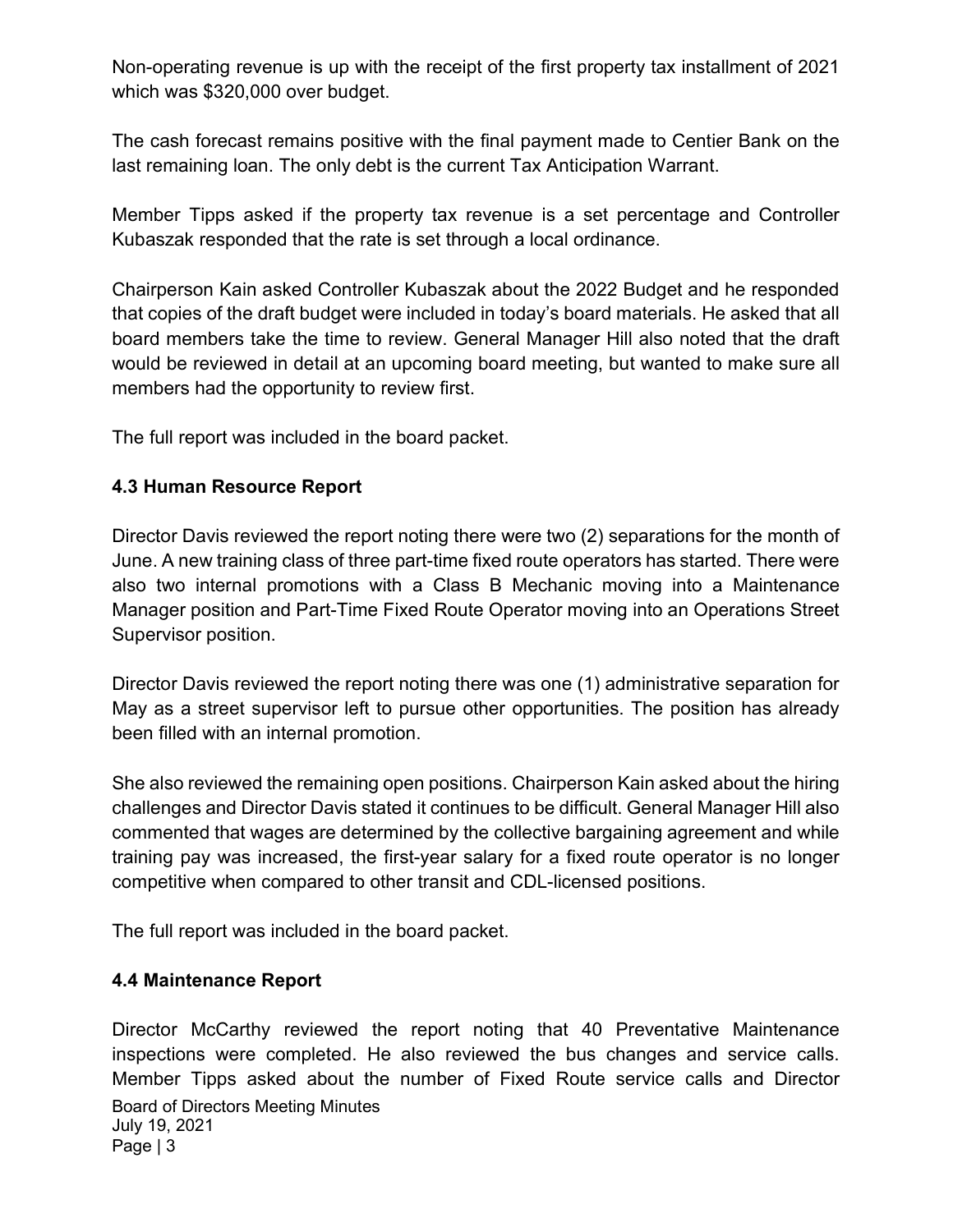Non-operating revenue is up with the receipt of the first property tax installment of 2021 which was $320,000 over budget.

The cash forecast remains positive with the final payment made to Centier Bank on the last remaining loan. The only debt is the current Tax Anticipation Warrant.

Member Tipps asked if the property tax revenue is a set percentage and Controller Kubaszak responded that the rate is set through a local ordinance.

Chairperson Kain asked Controller Kubaszak about the 2022 Budget and he responded that copies of the draft budget were included in today's board materials. He asked that all board members take the time to review. General Manager Hill also noted that the draft would be reviewed in detail at an upcoming board meeting, but wanted to make sure all members had the opportunity to review first.

The full report was included in the board packet.

### 4.3 Human Resource Report

Director Davis reviewed the report noting there were two (2) separations for the month of June. A new training class of three part-time fixed route operators has started. There were also two internal promotions with a Class B Mechanic moving into a Maintenance Manager position and Part-Time Fixed Route Operator moving into an Operations Street Supervisor position.

Director Davis reviewed the report noting there was one (1) administrative separation for May as a street supervisor left to pursue other opportunities. The position has already been filled with an internal promotion.

She also reviewed the remaining open positions. Chairperson Kain asked about the hiring challenges and Director Davis stated it continues to be difficult. General Manager Hill also commented that wages are determined by the collective bargaining agreement and while training pay was increased, the first-year salary for a fixed route operator is no longer competitive when compared to other transit and CDL-licensed positions.

The full report was included in the board packet.

### 4.4 Maintenance Report

Director McCarthy reviewed the report noting that 40 Preventative Maintenance inspections were completed. He also reviewed the bus changes and service calls. Member Tipps asked about the number of Fixed Route service calls and Director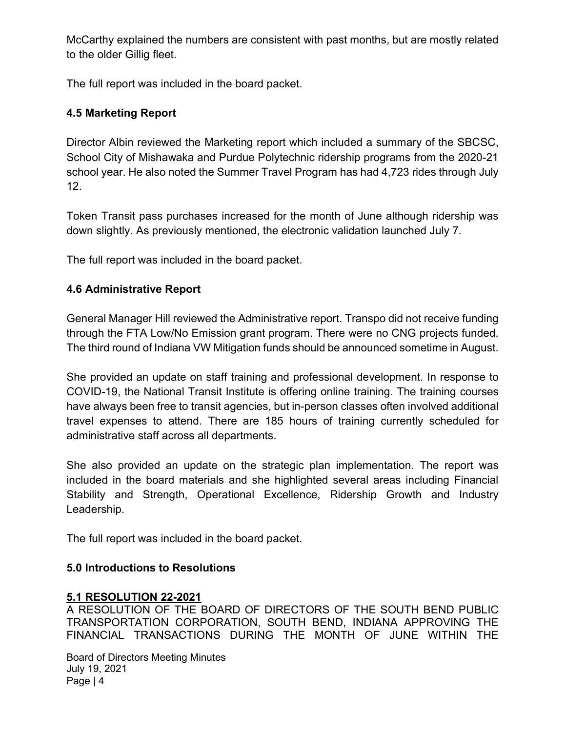McCarthy explained the numbers are consistent with past months, but are mostly related to the older Gillig fleet.

The full report was included in the board packet.

### 4.5 Marketing Report

Director Albin reviewed the Marketing report which included a summary of the SBCSC, School City of Mishawaka and Purdue Polytechnic ridership programs from the 2020-21 school year. He also noted the Summer Travel Program has had 4,723 rides through July 12.

Token Transit pass purchases increased for the month of June although ridership was down slightly. As previously mentioned, the electronic validation launched July 7.

The full report was included in the board packet.

### 4.6 Administrative Report

General Manager Hill reviewed the Administrative report. Transpo did not receive funding through the FTA Low/No Emission grant program. There were no CNG projects funded. The third round of Indiana VW Mitigation funds should be announced sometime in August.

She provided an update on staff training and professional development. In response to COVID-19, the National Transit Institute is offering online training. The training courses have always been free to transit agencies, but in-person classes often involved additional travel expenses to attend. There are 185 hours of training currently scheduled for administrative staff across all departments.

She also provided an update on the strategic plan implementation. The report was included in the board materials and she highlighted several areas including Financial Stability and Strength, Operational Excellence, Ridership Growth and Industry Leadership.

The full report was included in the board packet.

### 5.0 Introductions to Resolutions

**5.1 RESOLUTION 22-2021**

A RESOLUTION OF THE BOARD OF DIRECTORS OF THE SOUTH BEND PUBLIC TRANSPORTATION CORPORATION, SOUTH BEND, INDIANA APPROVING THE FINANCIAL TRANSACTIONS DURING THE MONTH OF JUNE WITHIN THE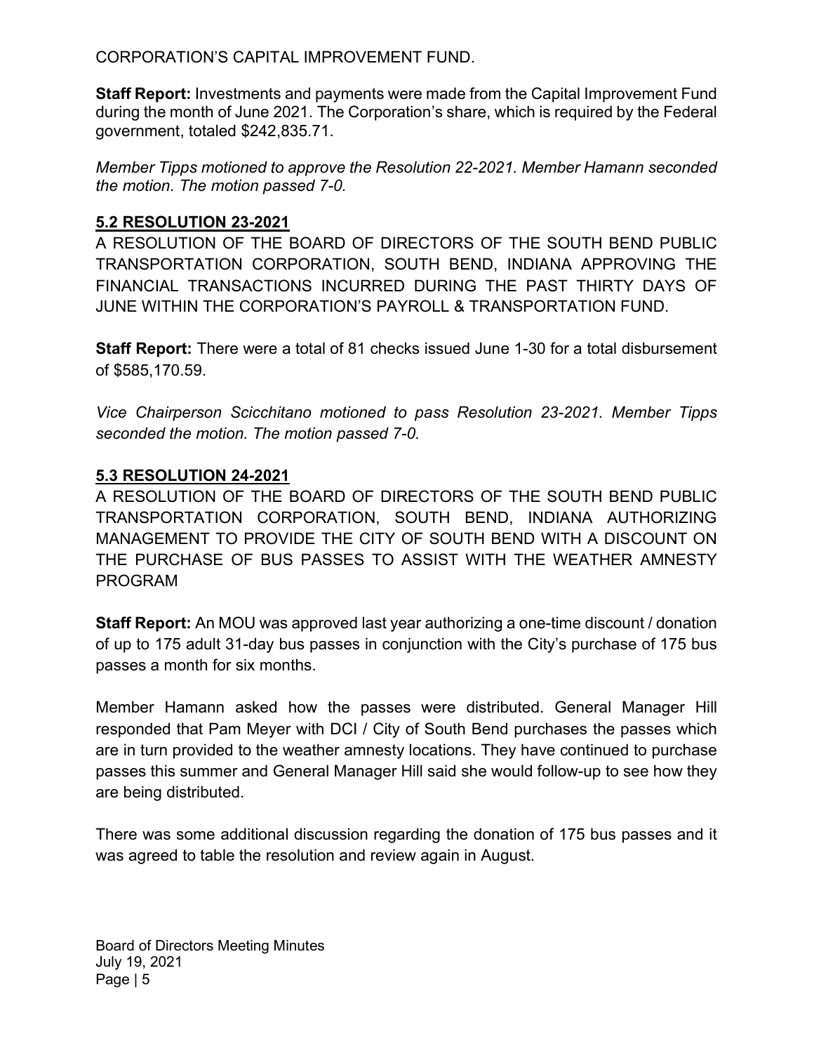CORPORATION'S CAPITAL IMPROVEMENT FUND.

**Staff Report:** Investments and payments were made from the Capital Improvement Fund during the month of June 2021. The Corporation's share, which is required by the Federal government, totaled $242,835.71.

*Member Tipps motioned to approve the Resolution 22-2021. Member Hamann seconded the motion. The motion passed 7-0.*

## **5.2 RESOLUTION 23-2021**

A RESOLUTION OF THE BOARD OF DIRECTORS OF THE SOUTH BEND PUBLIC TRANSPORTATION CORPORATION, SOUTH BEND, INDIANA APPROVING THE FINANCIAL TRANSACTIONS INCURRED DURING THE PAST THIRTY DAYS OF JUNE WITHIN THE CORPORATION'S PAYROLL & TRANSPORTATION FUND.

**Staff Report:** There were a total of 81 checks issued June 1-30 for a total disbursement of $585,170.59.

*Vice Chairperson Scicchitano motioned to pass Resolution 23-2021. Member Tipps seconded the motion. The motion passed 7-0.*

## **5.3 RESOLUTION 24-2021**

A RESOLUTION OF THE BOARD OF DIRECTORS OF THE SOUTH BEND PUBLIC TRANSPORTATION CORPORATION, SOUTH BEND, INDIANA AUTHORIZING MANAGEMENT TO PROVIDE THE CITY OF SOUTH BEND WITH A DISCOUNT ON THE PURCHASE OF BUS PASSES TO ASSIST WITH THE WEATHER AMNESTY PROGRAM

**Staff Report:** An MOU was approved last year authorizing a one-time discount / donation of up to 175 adult 31-day bus passes in conjunction with the City's purchase of 175 bus passes a month for six months.

Member Hamann asked how the passes were distributed. General Manager Hill responded that Pam Meyer with DCI / City of South Bend purchases the passes which are in turn provided to the weather amnesty locations. They have continued to purchase passes this summer and General Manager Hill said she would follow-up to see how they are being distributed.

There was some additional discussion regarding the donation of 175 bus passes and it was agreed to table the resolution and review again in August.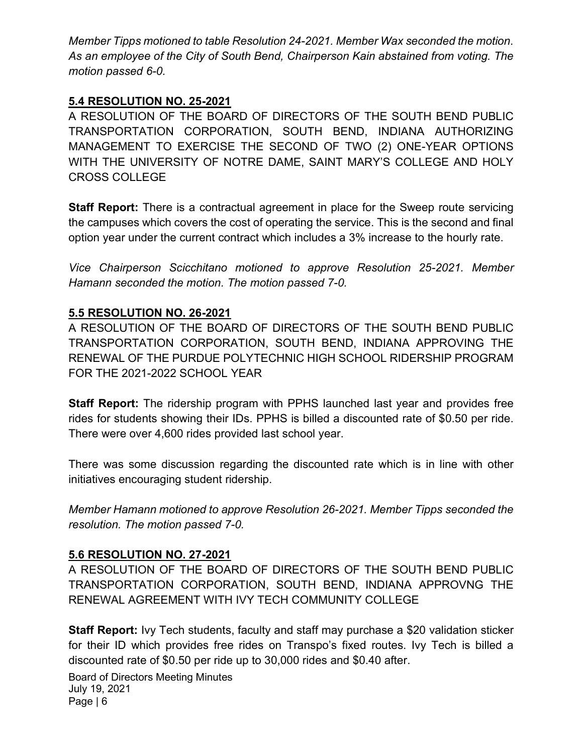*Member Tipps motioned to table Resolution 24-2021. Member Wax seconded the motion. As an employee of the City of South Bend, Chairperson Kain abstained from voting. The motion passed 6-0.*

## 5.4 RESOLUTION NO. 25-2021

A RESOLUTION OF THE BOARD OF DIRECTORS OF THE SOUTH BEND PUBLIC TRANSPORTATION CORPORATION, SOUTH BEND, INDIANA AUTHORIZING MANAGEMENT TO EXERCISE THE SECOND OF TWO (2) ONE-YEAR OPTIONS WITH THE UNIVERSITY OF NOTRE DAME, SAINT MARY'S COLLEGE AND HOLY CROSS COLLEGE

**Staff Report:** There is a contractual agreement in place for the Sweep route servicing the campuses which covers the cost of operating the service. This is the second and final option year under the current contract which includes a 3% increase to the hourly rate.

*Vice Chairperson Scicchitano motioned to approve Resolution 25-2021. Member Hamann seconded the motion. The motion passed 7-0.*

## 5.5 RESOLUTION NO. 26-2021

A RESOLUTION OF THE BOARD OF DIRECTORS OF THE SOUTH BEND PUBLIC TRANSPORTATION CORPORATION, SOUTH BEND, INDIANA APPROVING THE RENEWAL OF THE PURDUE POLYTECHNIC HIGH SCHOOL RIDERSHIP PROGRAM FOR THE 2021-2022 SCHOOL YEAR

**Staff Report:** The ridership program with PPHS launched last year and provides free rides for students showing their IDs. PPHS is billed a discounted rate of $0.50 per ride. There were over 4,600 rides provided last school year.

There was some discussion regarding the discounted rate which is in line with other initiatives encouraging student ridership.

*Member Hamann motioned to approve Resolution 26-2021. Member Tipps seconded the resolution. The motion passed 7-0.*

## 5.6 RESOLUTION NO. 27-2021

A RESOLUTION OF THE BOARD OF DIRECTORS OF THE SOUTH BEND PUBLIC TRANSPORTATION CORPORATION, SOUTH BEND, INDIANA APPROVNG THE RENEWAL AGREEMENT WITH IVY TECH COMMUNITY COLLEGE

**Staff Report:** Ivy Tech students, faculty and staff may purchase a $20 validation sticker for their ID which provides free rides on Transpo's fixed routes. Ivy Tech is billed a discounted rate of $0.50 per ride up to 30,000 rides and $0.40 after.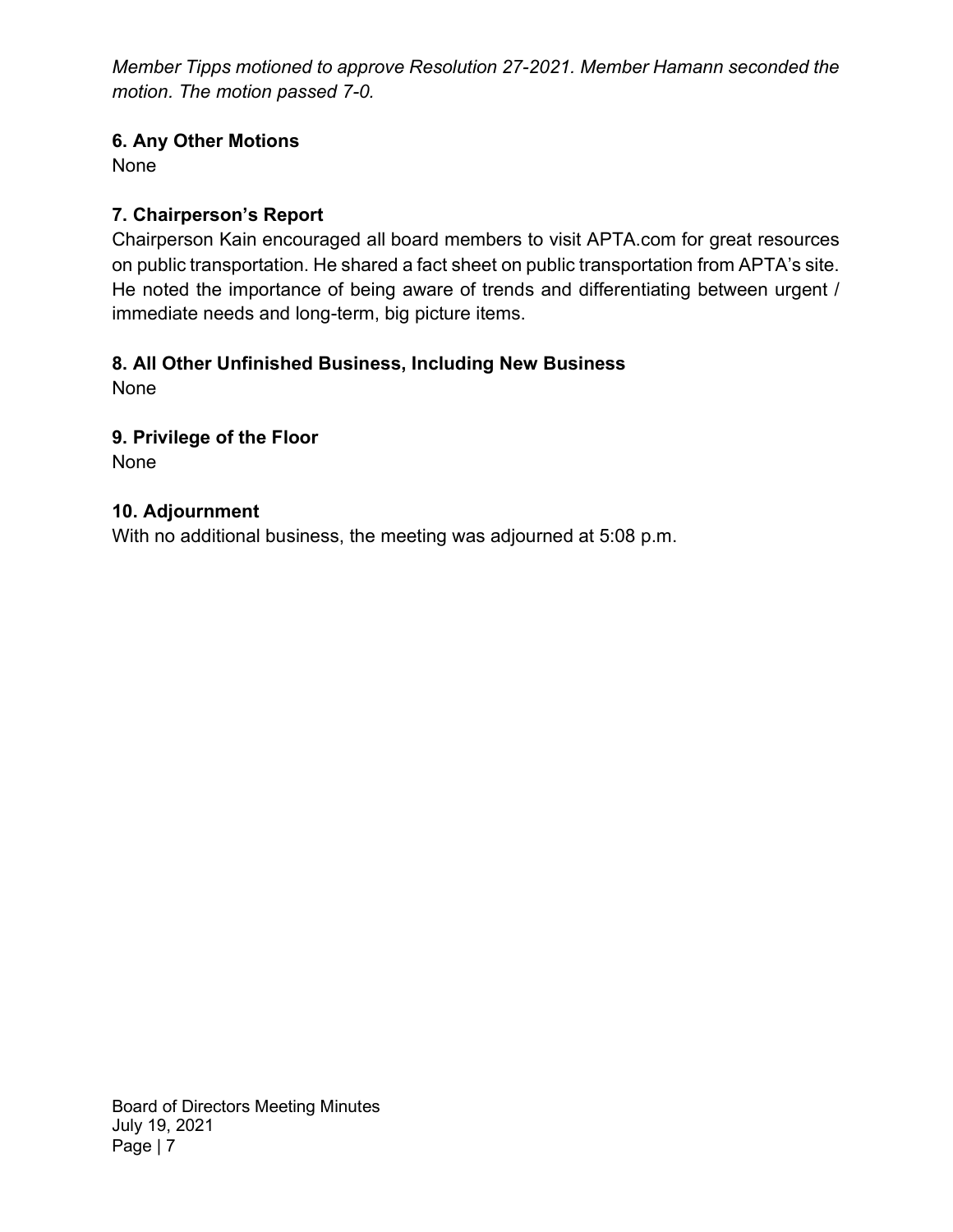*Member Tipps motioned to approve Resolution 27-2021. Member Hamann seconded the motion. The motion passed 7-0.*

**6. Any Other Motions**

None

**7. Chairperson's Report**

Chairperson Kain encouraged all board members to visit APTA.com for great resources on public transportation. He shared a fact sheet on public transportation from APTA's site. He noted the importance of being aware of trends and differentiating between urgent / immediate needs and long-term, big picture items.

**8. All Other Unfinished Business, Including New Business**

None

**9. Privilege of the Floor**

None

**10. Adjournment**

With no additional business, the meeting was adjourned at 5:08 p.m.